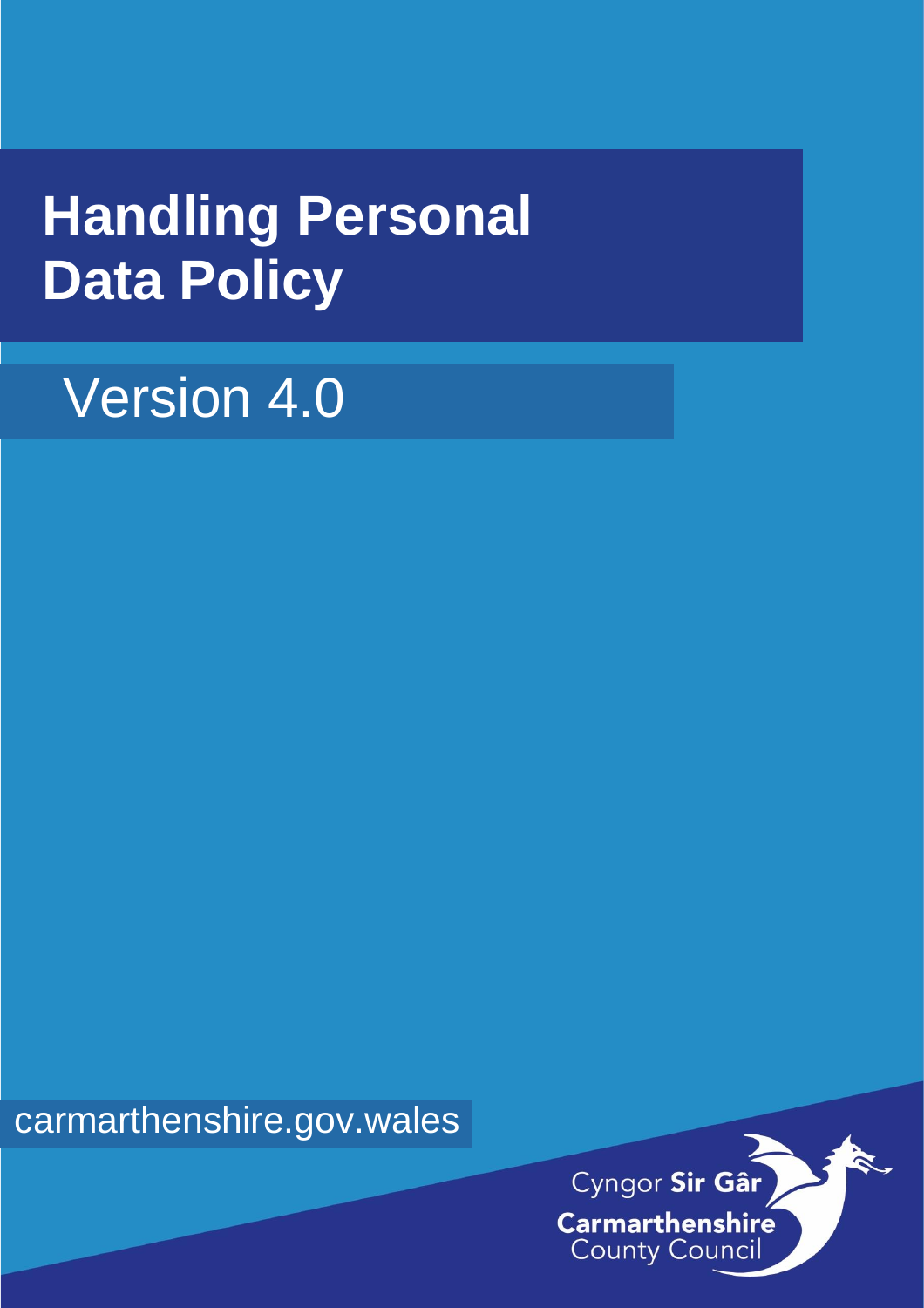# Handling Personal Data Policy

Version 4.0

carmarthenshire.gov.wales

Cyngor **Sir Gâr**
**Carmarthenshire**
County Council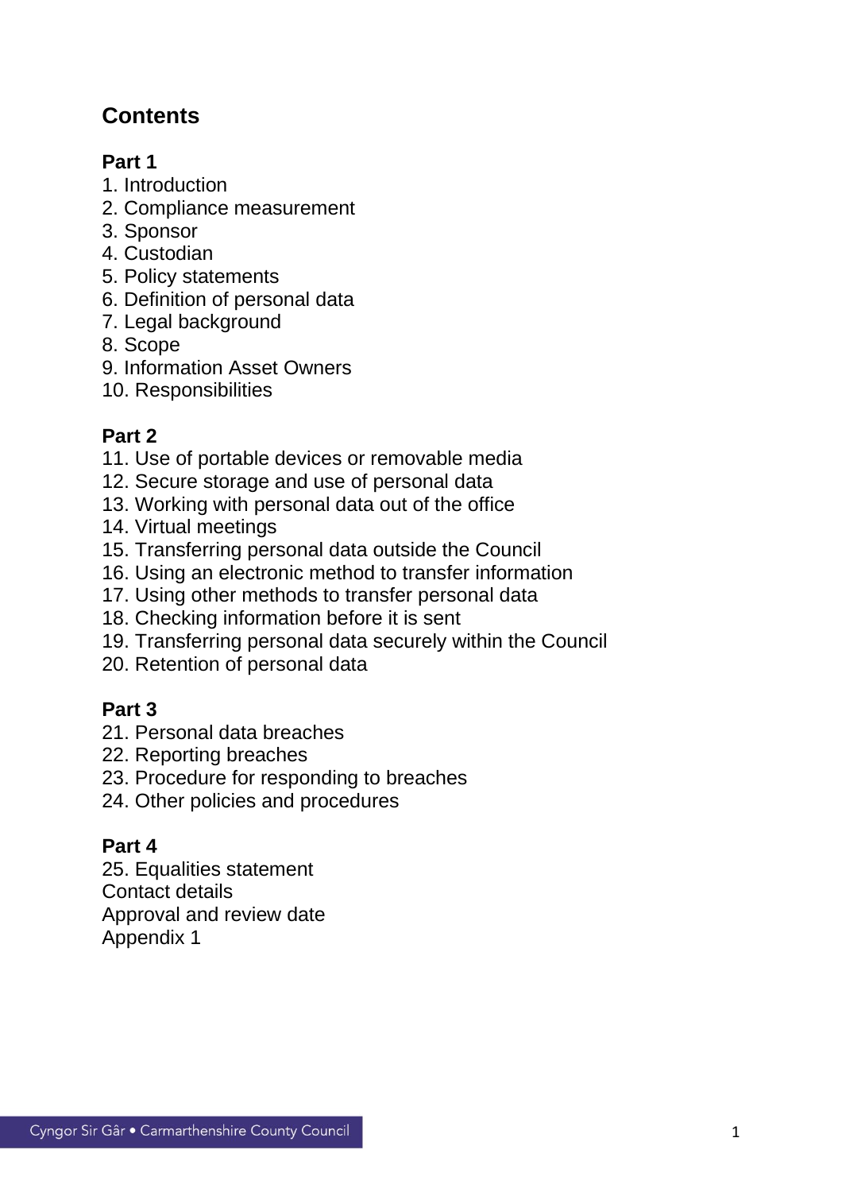## Contents

**Part 1**

1. Introduction
2. Compliance measurement
3. Sponsor
4. Custodian
5. Policy statements
6. Definition of personal data
7. Legal background
8. Scope
9. Information Asset Owners
10. Responsibilities

**Part 2**

11. Use of portable devices or removable media
12. Secure storage and use of personal data
13. Working with personal data out of the office
14. Virtual meetings
15. Transferring personal data outside the Council
16. Using an electronic method to transfer information
17. Using other methods to transfer personal data
18. Checking information before it is sent
19. Transferring personal data securely within the Council
20. Retention of personal data

**Part 3**

21. Personal data breaches
22. Reporting breaches
23. Procedure for responding to breaches
24. Other policies and procedures

**Part 4**

25. Equalities statement

Contact details

Approval and review date

Appendix 1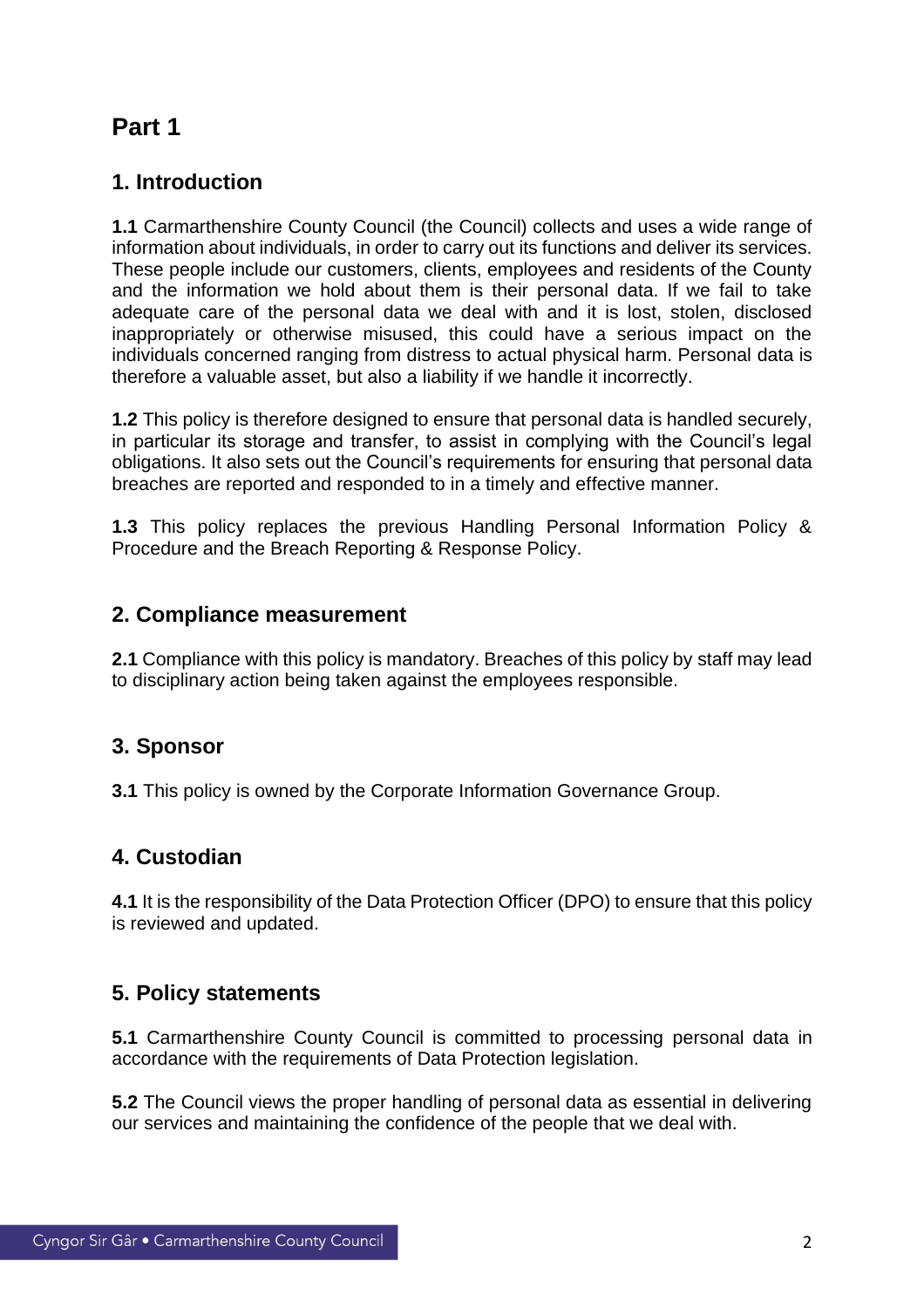# Part 1

## 1. Introduction

**1.1** Carmarthenshire County Council (the Council) collects and uses a wide range of information about individuals, in order to carry out its functions and deliver its services. These people include our customers, clients, employees and residents of the County and the information we hold about them is their personal data. If we fail to take adequate care of the personal data we deal with and it is lost, stolen, disclosed inappropriately or otherwise misused, this could have a serious impact on the individuals concerned ranging from distress to actual physical harm. Personal data is therefore a valuable asset, but also a liability if we handle it incorrectly.

**1.2** This policy is therefore designed to ensure that personal data is handled securely, in particular its storage and transfer, to assist in complying with the Council's legal obligations. It also sets out the Council's requirements for ensuring that personal data breaches are reported and responded to in a timely and effective manner.

**1.3** This policy replaces the previous Handling Personal Information Policy & Procedure and the Breach Reporting & Response Policy.

## 2. Compliance measurement

**2.1** Compliance with this policy is mandatory. Breaches of this policy by staff may lead to disciplinary action being taken against the employees responsible.

## 3. Sponsor

**3.1** This policy is owned by the Corporate Information Governance Group.

## 4. Custodian

**4.1** It is the responsibility of the Data Protection Officer (DPO) to ensure that this policy is reviewed and updated.

## 5. Policy statements

**5.1** Carmarthenshire County Council is committed to processing personal data in accordance with the requirements of Data Protection legislation.

**5.2** The Council views the proper handling of personal data as essential in delivering our services and maintaining the confidence of the people that we deal with.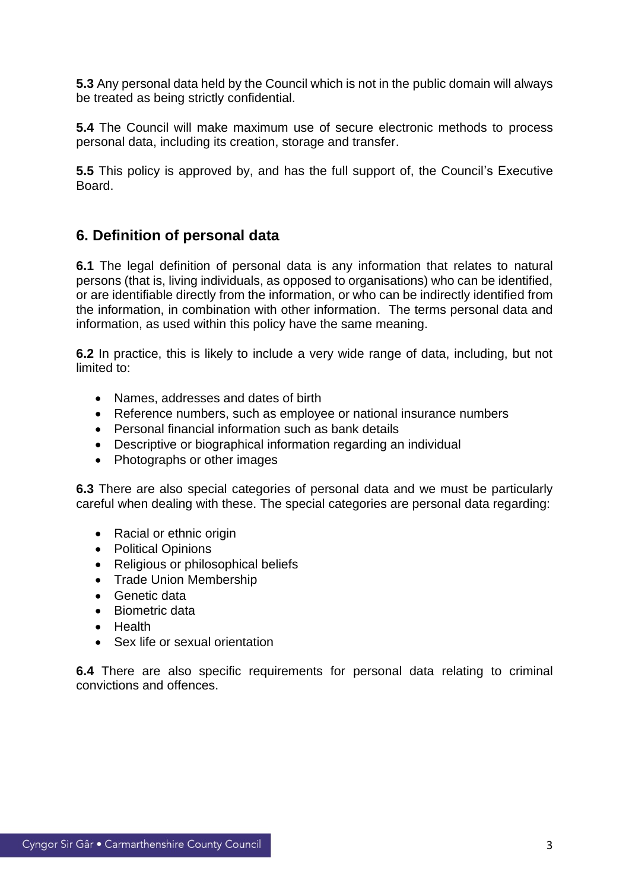**5.3** Any personal data held by the Council which is not in the public domain will always be treated as being strictly confidential.

**5.4** The Council will make maximum use of secure electronic methods to process personal data, including its creation, storage and transfer.

**5.5** This policy is approved by, and has the full support of, the Council's Executive Board.

## 6. Definition of personal data

**6.1** The legal definition of personal data is any information that relates to natural persons (that is, living individuals, as opposed to organisations) who can be identified, or are identifiable directly from the information, or who can be indirectly identified from the information, in combination with other information. The terms personal data and information, as used within this policy have the same meaning.

**6.2** In practice, this is likely to include a very wide range of data, including, but not limited to:

- Names, addresses and dates of birth
- Reference numbers, such as employee or national insurance numbers
- Personal financial information such as bank details
- Descriptive or biographical information regarding an individual
- Photographs or other images

**6.3** There are also special categories of personal data and we must be particularly careful when dealing with these. The special categories are personal data regarding:

- Racial or ethnic origin
- Political Opinions
- Religious or philosophical beliefs
- Trade Union Membership
- Genetic data
- Biometric data
- Health
- Sex life or sexual orientation

**6.4** There are also specific requirements for personal data relating to criminal convictions and offences.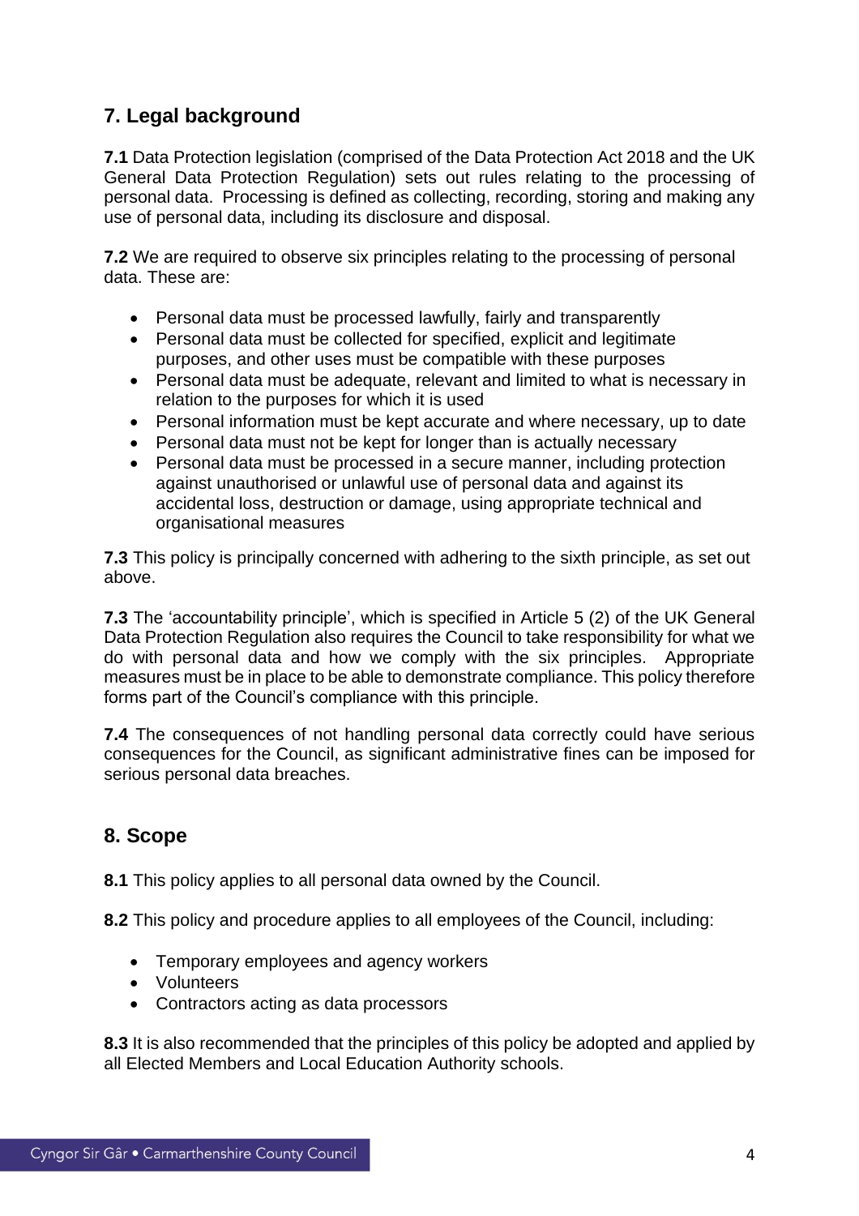## 7. Legal background

**7.1** Data Protection legislation (comprised of the Data Protection Act 2018 and the UK General Data Protection Regulation) sets out rules relating to the processing of personal data. Processing is defined as collecting, recording, storing and making any use of personal data, including its disclosure and disposal.

**7.2** We are required to observe six principles relating to the processing of personal data. These are:

- Personal data must be processed lawfully, fairly and transparently
- Personal data must be collected for specified, explicit and legitimate purposes, and other uses must be compatible with these purposes
- Personal data must be adequate, relevant and limited to what is necessary in relation to the purposes for which it is used
- Personal information must be kept accurate and where necessary, up to date
- Personal data must not be kept for longer than is actually necessary
- Personal data must be processed in a secure manner, including protection against unauthorised or unlawful use of personal data and against its accidental loss, destruction or damage, using appropriate technical and organisational measures

**7.3** This policy is principally concerned with adhering to the sixth principle, as set out above.

**7.3** The 'accountability principle', which is specified in Article 5 (2) of the UK General Data Protection Regulation also requires the Council to take responsibility for what we do with personal data and how we comply with the six principles. Appropriate measures must be in place to be able to demonstrate compliance. This policy therefore forms part of the Council's compliance with this principle.

**7.4** The consequences of not handling personal data correctly could have serious consequences for the Council, as significant administrative fines can be imposed for serious personal data breaches.

## 8. Scope

**8.1** This policy applies to all personal data owned by the Council.

**8.2** This policy and procedure applies to all employees of the Council, including:

- Temporary employees and agency workers
- Volunteers
- Contractors acting as data processors

**8.3** It is also recommended that the principles of this policy be adopted and applied by all Elected Members and Local Education Authority schools.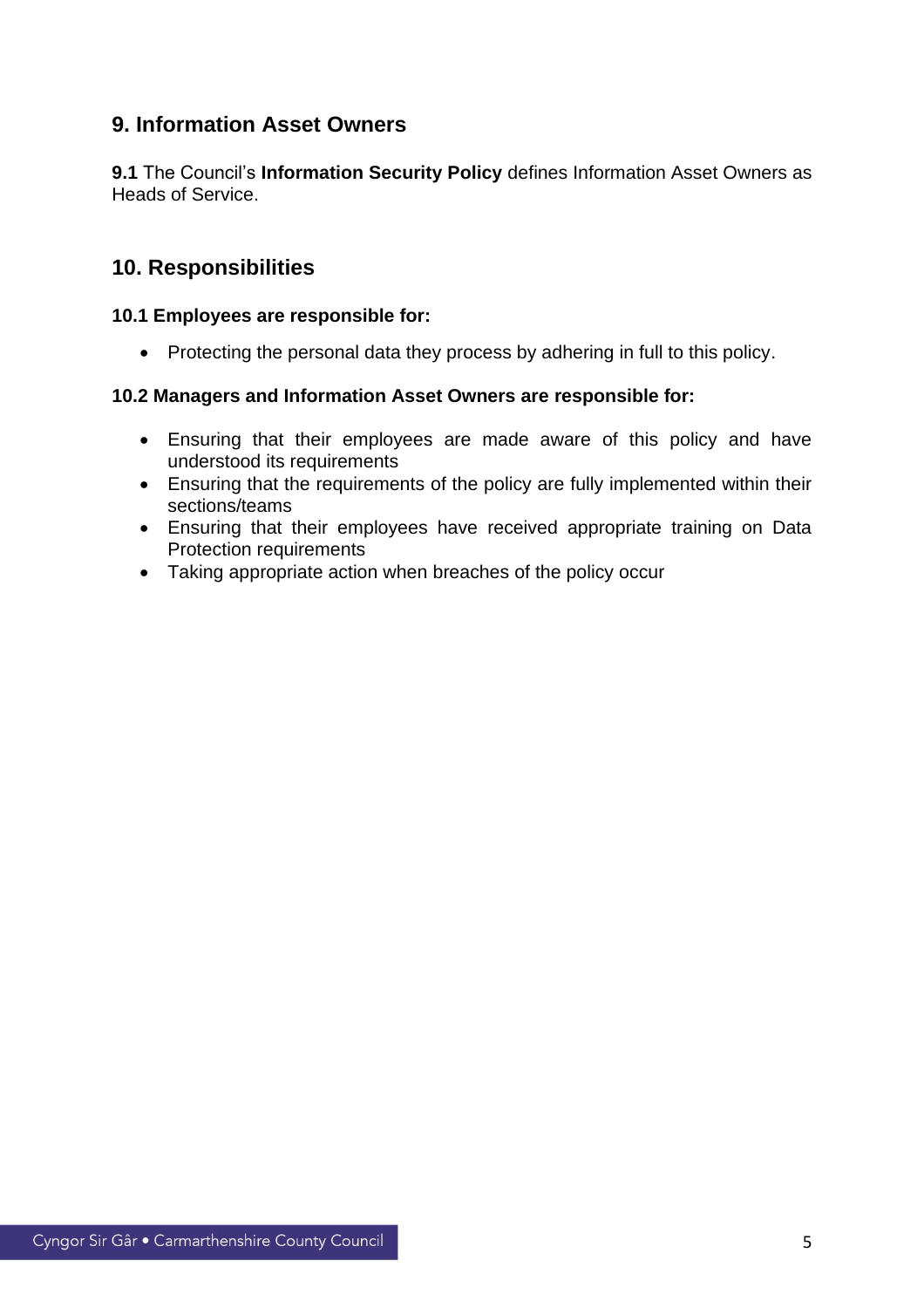## 9. Information Asset Owners

**9.1** The Council's **Information Security Policy** defines Information Asset Owners as Heads of Service.

## 10. Responsibilities

### 10.1 Employees are responsible for:

- Protecting the personal data they process by adhering in full to this policy.

### 10.2 Managers and Information Asset Owners are responsible for:

- Ensuring that their employees are made aware of this policy and have understood its requirements
- Ensuring that the requirements of the policy are fully implemented within their sections/teams
- Ensuring that their employees have received appropriate training on Data Protection requirements
- Taking appropriate action when breaches of the policy occur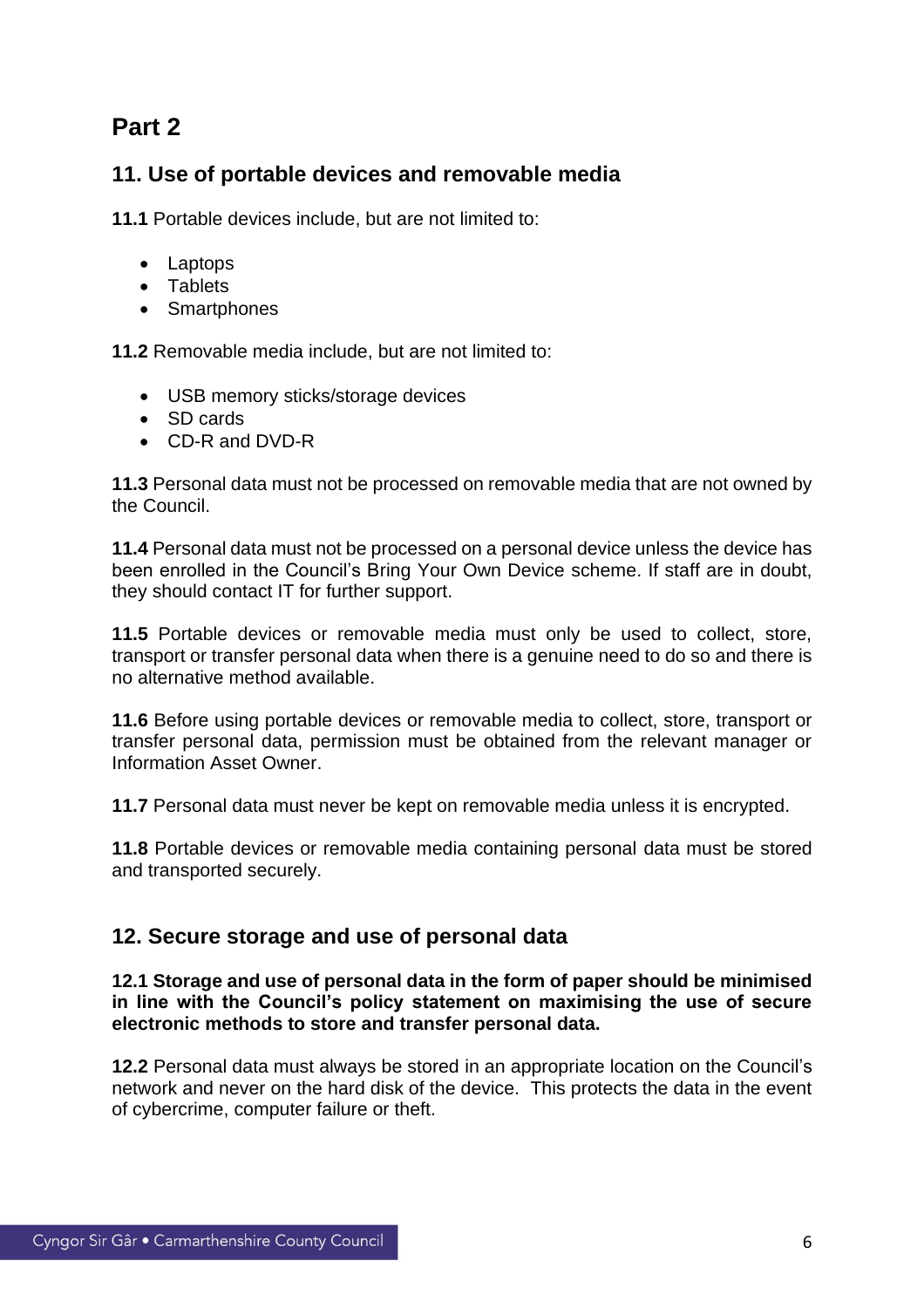# Part 2

## 11. Use of portable devices and removable media

**11.1** Portable devices include, but are not limited to:

- Laptops
- Tablets
- Smartphones

**11.2** Removable media include, but are not limited to:

- USB memory sticks/storage devices
- SD cards
- CD-R and DVD-R

**11.3** Personal data must not be processed on removable media that are not owned by the Council.

**11.4** Personal data must not be processed on a personal device unless the device has been enrolled in the Council's Bring Your Own Device scheme. If staff are in doubt, they should contact IT for further support.

**11.5** Portable devices or removable media must only be used to collect, store, transport or transfer personal data when there is a genuine need to do so and there is no alternative method available.

**11.6** Before using portable devices or removable media to collect, store, transport or transfer personal data, permission must be obtained from the relevant manager or Information Asset Owner.

**11.7** Personal data must never be kept on removable media unless it is encrypted.

**11.8** Portable devices or removable media containing personal data must be stored and transported securely.

## 12. Secure storage and use of personal data

**12.1 Storage and use of personal data in the form of paper should be minimised in line with the Council's policy statement on maximising the use of secure electronic methods to store and transfer personal data.**

**12.2** Personal data must always be stored in an appropriate location on the Council's network and never on the hard disk of the device. This protects the data in the event of cybercrime, computer failure or theft.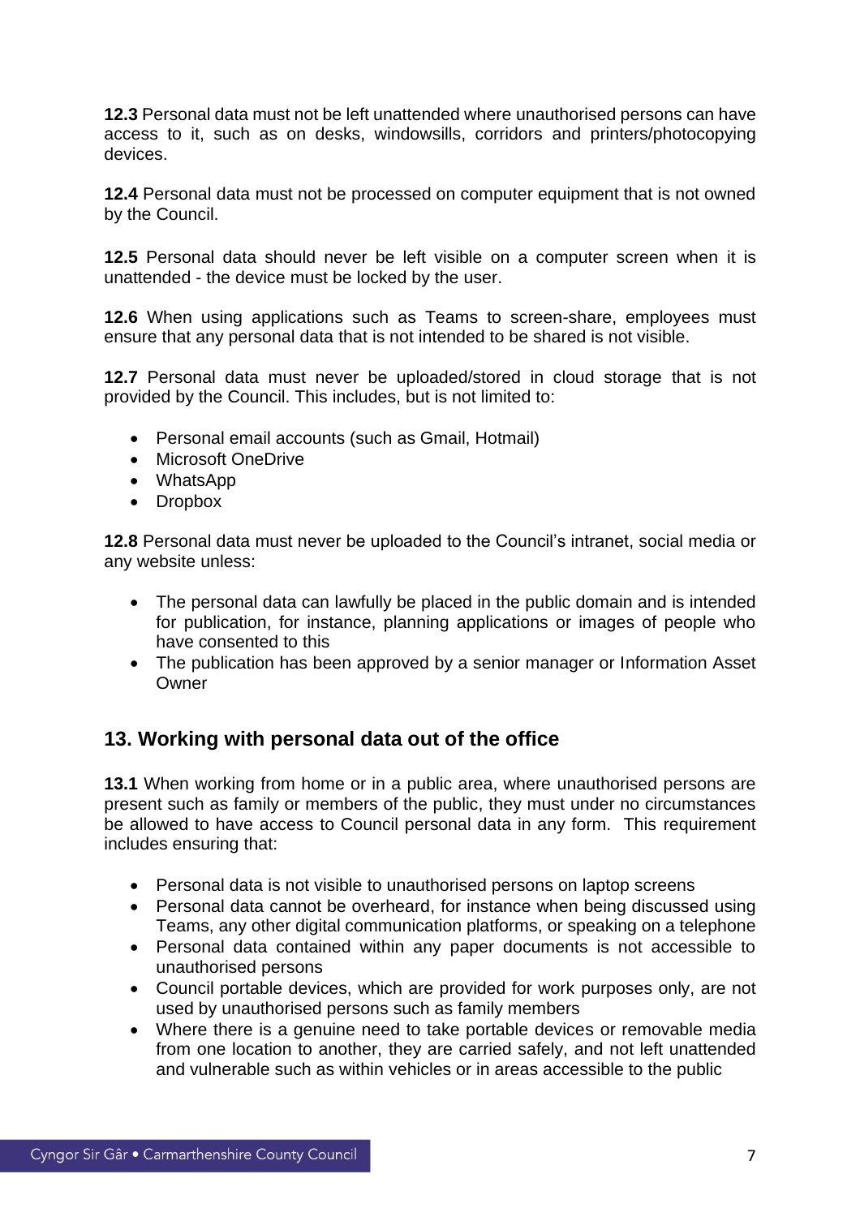**12.3** Personal data must not be left unattended where unauthorised persons can have access to it, such as on desks, windowsills, corridors and printers/photocopying devices.

**12.4** Personal data must not be processed on computer equipment that is not owned by the Council.

**12.5** Personal data should never be left visible on a computer screen when it is unattended - the device must be locked by the user.

**12.6** When using applications such as Teams to screen-share, employees must ensure that any personal data that is not intended to be shared is not visible.

**12.7** Personal data must never be uploaded/stored in cloud storage that is not provided by the Council. This includes, but is not limited to:

- Personal email accounts (such as Gmail, Hotmail)
- Microsoft OneDrive
- WhatsApp
- Dropbox

**12.8** Personal data must never be uploaded to the Council's intranet, social media or any website unless:

- The personal data can lawfully be placed in the public domain and is intended for publication, for instance, planning applications or images of people who have consented to this
- The publication has been approved by a senior manager or Information Asset Owner

## 13. Working with personal data out of the office

**13.1** When working from home or in a public area, where unauthorised persons are present such as family or members of the public, they must under no circumstances be allowed to have access to Council personal data in any form. This requirement includes ensuring that:

- Personal data is not visible to unauthorised persons on laptop screens
- Personal data cannot be overheard, for instance when being discussed using Teams, any other digital communication platforms, or speaking on a telephone
- Personal data contained within any paper documents is not accessible to unauthorised persons
- Council portable devices, which are provided for work purposes only, are not used by unauthorised persons such as family members
- Where there is a genuine need to take portable devices or removable media from one location to another, they are carried safely, and not left unattended and vulnerable such as within vehicles or in areas accessible to the public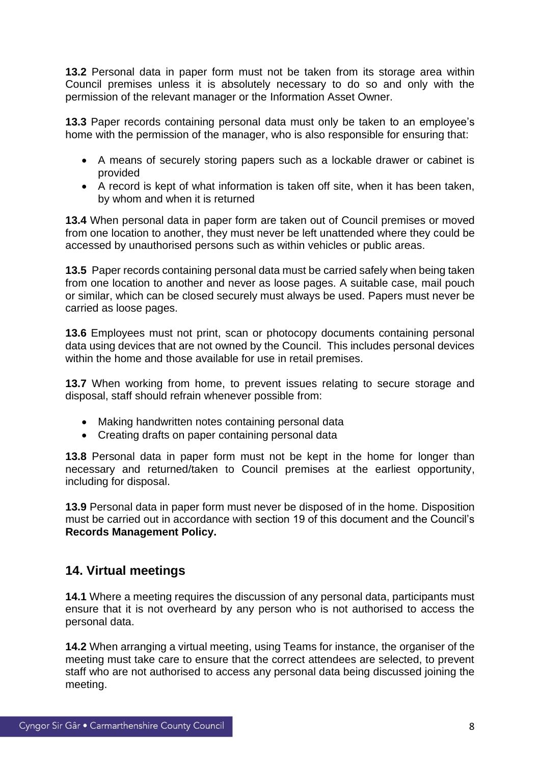**13.2** Personal data in paper form must not be taken from its storage area within Council premises unless it is absolutely necessary to do so and only with the permission of the relevant manager or the Information Asset Owner.

**13.3** Paper records containing personal data must only be taken to an employee's home with the permission of the manager, who is also responsible for ensuring that:

- A means of securely storing papers such as a lockable drawer or cabinet is provided
- A record is kept of what information is taken off site, when it has been taken, by whom and when it is returned

**13.4** When personal data in paper form are taken out of Council premises or moved from one location to another, they must never be left unattended where they could be accessed by unauthorised persons such as within vehicles or public areas.

**13.5** Paper records containing personal data must be carried safely when being taken from one location to another and never as loose pages. A suitable case, mail pouch or similar, which can be closed securely must always be used. Papers must never be carried as loose pages.

**13.6** Employees must not print, scan or photocopy documents containing personal data using devices that are not owned by the Council. This includes personal devices within the home and those available for use in retail premises.

**13.7** When working from home, to prevent issues relating to secure storage and disposal, staff should refrain whenever possible from:

- Making handwritten notes containing personal data
- Creating drafts on paper containing personal data

**13.8** Personal data in paper form must not be kept in the home for longer than necessary and returned/taken to Council premises at the earliest opportunity, including for disposal.

**13.9** Personal data in paper form must never be disposed of in the home. Disposition must be carried out in accordance with section 19 of this document and the Council's **Records Management Policy.**

## 14. Virtual meetings

**14.1** Where a meeting requires the discussion of any personal data, participants must ensure that it is not overheard by any person who is not authorised to access the personal data.

**14.2** When arranging a virtual meeting, using Teams for instance, the organiser of the meeting must take care to ensure that the correct attendees are selected, to prevent staff who are not authorised to access any personal data being discussed joining the meeting.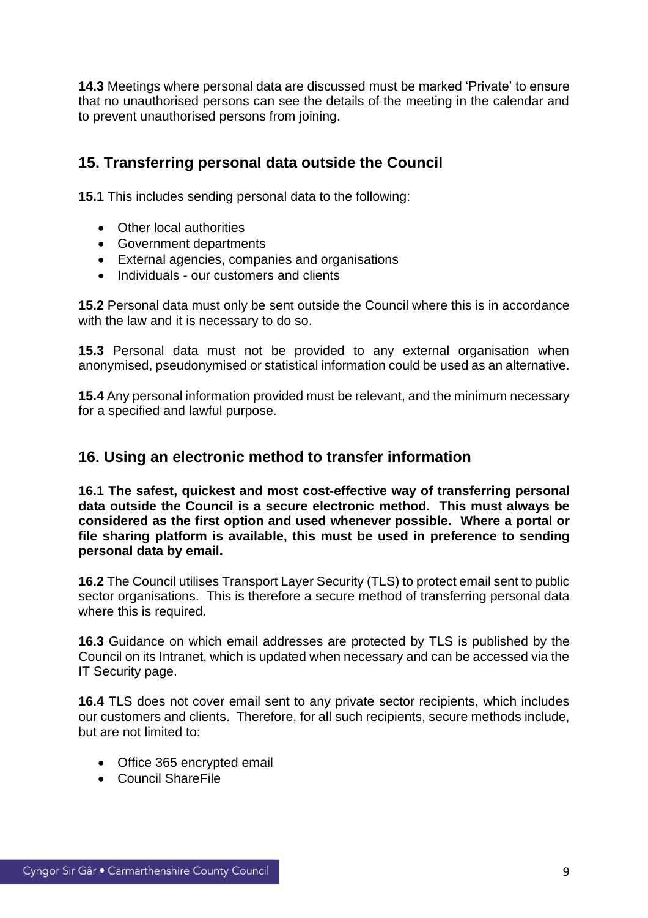**14.3** Meetings where personal data are discussed must be marked 'Private' to ensure that no unauthorised persons can see the details of the meeting in the calendar and to prevent unauthorised persons from joining.

## 15. Transferring personal data outside the Council

**15.1** This includes sending personal data to the following:

- Other local authorities
- Government departments
- External agencies, companies and organisations
- Individuals - our customers and clients

**15.2** Personal data must only be sent outside the Council where this is in accordance with the law and it is necessary to do so.

**15.3** Personal data must not be provided to any external organisation when anonymised, pseudonymised or statistical information could be used as an alternative.

**15.4** Any personal information provided must be relevant, and the minimum necessary for a specified and lawful purpose.

## 16. Using an electronic method to transfer information

**16.1 The safest, quickest and most cost-effective way of transferring personal data outside the Council is a secure electronic method. This must always be considered as the first option and used whenever possible. Where a portal or file sharing platform is available, this must be used in preference to sending personal data by email.**

**16.2** The Council utilises Transport Layer Security (TLS) to protect email sent to public sector organisations. This is therefore a secure method of transferring personal data where this is required.

**16.3** Guidance on which email addresses are protected by TLS is published by the Council on its Intranet, which is updated when necessary and can be accessed via the IT Security page.

**16.4** TLS does not cover email sent to any private sector recipients, which includes our customers and clients. Therefore, for all such recipients, secure methods include, but are not limited to:

- Office 365 encrypted email
- Council ShareFile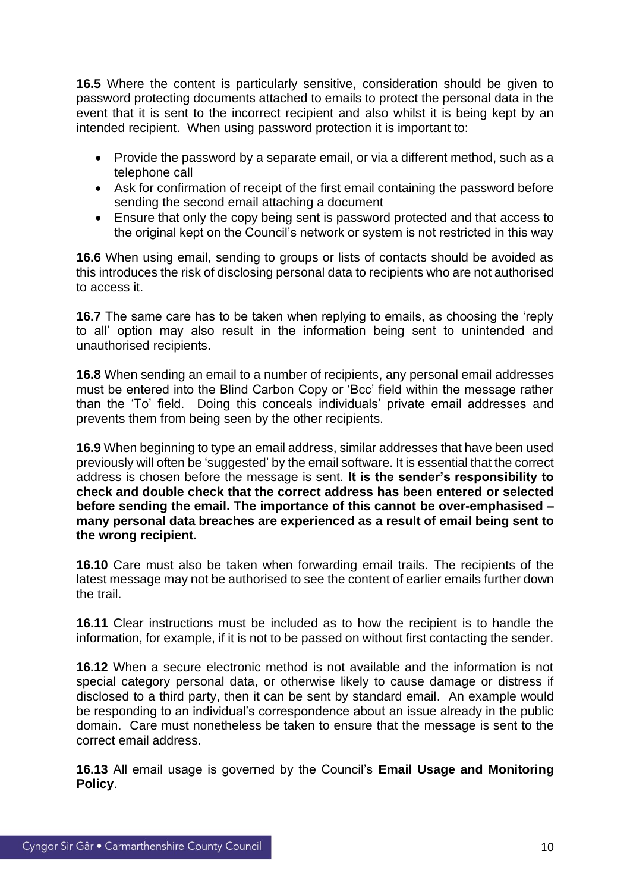**16.5** Where the content is particularly sensitive, consideration should be given to password protecting documents attached to emails to protect the personal data in the event that it is sent to the incorrect recipient and also whilst it is being kept by an intended recipient. When using password protection it is important to:

- Provide the password by a separate email, or via a different method, such as a telephone call
- Ask for confirmation of receipt of the first email containing the password before sending the second email attaching a document
- Ensure that only the copy being sent is password protected and that access to the original kept on the Council's network or system is not restricted in this way

**16.6** When using email, sending to groups or lists of contacts should be avoided as this introduces the risk of disclosing personal data to recipients who are not authorised to access it.

**16.7** The same care has to be taken when replying to emails, as choosing the 'reply to all' option may also result in the information being sent to unintended and unauthorised recipients.

**16.8** When sending an email to a number of recipients, any personal email addresses must be entered into the Blind Carbon Copy or 'Bcc' field within the message rather than the 'To' field. Doing this conceals individuals' private email addresses and prevents them from being seen by the other recipients.

**16.9** When beginning to type an email address, similar addresses that have been used previously will often be 'suggested' by the email software. It is essential that the correct address is chosen before the message is sent. **It is the sender's responsibility to check and double check that the correct address has been entered or selected before sending the email. The importance of this cannot be over-emphasised – many personal data breaches are experienced as a result of email being sent to the wrong recipient.**

**16.10** Care must also be taken when forwarding email trails. The recipients of the latest message may not be authorised to see the content of earlier emails further down the trail.

**16.11** Clear instructions must be included as to how the recipient is to handle the information, for example, if it is not to be passed on without first contacting the sender.

**16.12** When a secure electronic method is not available and the information is not special category personal data, or otherwise likely to cause damage or distress if disclosed to a third party, then it can be sent by standard email. An example would be responding to an individual's correspondence about an issue already in the public domain. Care must nonetheless be taken to ensure that the message is sent to the correct email address.

**16.13** All email usage is governed by the Council's **Email Usage and Monitoring Policy**.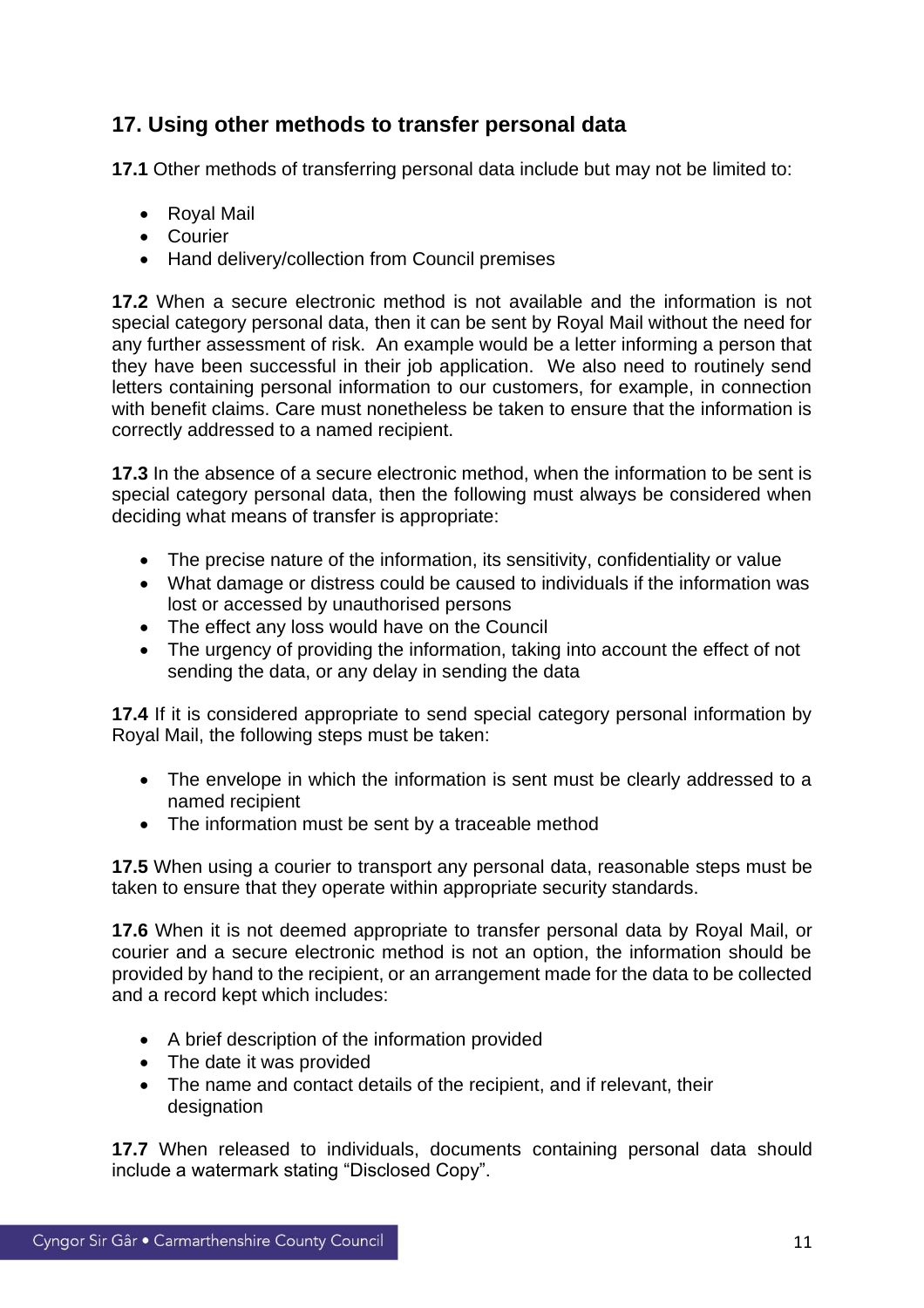## 17. Using other methods to transfer personal data

**17.1** Other methods of transferring personal data include but may not be limited to:

- Royal Mail
- Courier
- Hand delivery/collection from Council premises

**17.2** When a secure electronic method is not available and the information is not special category personal data, then it can be sent by Royal Mail without the need for any further assessment of risk. An example would be a letter informing a person that they have been successful in their job application. We also need to routinely send letters containing personal information to our customers, for example, in connection with benefit claims. Care must nonetheless be taken to ensure that the information is correctly addressed to a named recipient.

**17.3** In the absence of a secure electronic method, when the information to be sent is special category personal data, then the following must always be considered when deciding what means of transfer is appropriate:

- The precise nature of the information, its sensitivity, confidentiality or value
- What damage or distress could be caused to individuals if the information was lost or accessed by unauthorised persons
- The effect any loss would have on the Council
- The urgency of providing the information, taking into account the effect of not sending the data, or any delay in sending the data

**17.4** If it is considered appropriate to send special category personal information by Royal Mail, the following steps must be taken:

- The envelope in which the information is sent must be clearly addressed to a named recipient
- The information must be sent by a traceable method

**17.5** When using a courier to transport any personal data, reasonable steps must be taken to ensure that they operate within appropriate security standards.

**17.6** When it is not deemed appropriate to transfer personal data by Royal Mail, or courier and a secure electronic method is not an option, the information should be provided by hand to the recipient, or an arrangement made for the data to be collected and a record kept which includes:

- A brief description of the information provided
- The date it was provided
- The name and contact details of the recipient, and if relevant, their designation

**17.7** When released to individuals, documents containing personal data should include a watermark stating "Disclosed Copy".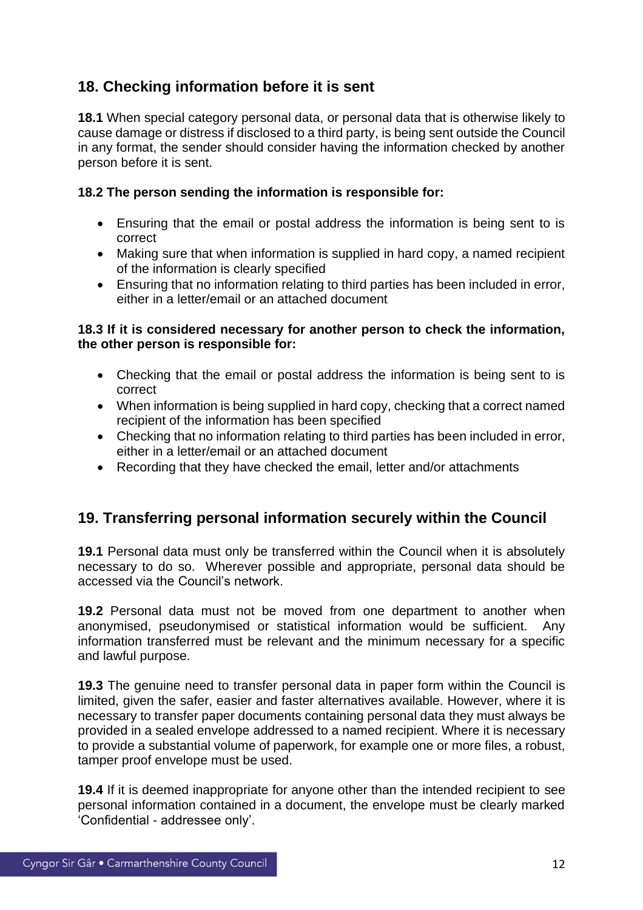## 18. Checking information before it is sent

**18.1** When special category personal data, or personal data that is otherwise likely to cause damage or distress if disclosed to a third party, is being sent outside the Council in any format, the sender should consider having the information checked by another person before it is sent.

**18.2 The person sending the information is responsible for:**

- Ensuring that the email or postal address the information is being sent to is correct
- Making sure that when information is supplied in hard copy, a named recipient of the information is clearly specified
- Ensuring that no information relating to third parties has been included in error, either in a letter/email or an attached document

**18.3 If it is considered necessary for another person to check the information, the other person is responsible for:**

- Checking that the email or postal address the information is being sent to is correct
- When information is being supplied in hard copy, checking that a correct named recipient of the information has been specified
- Checking that no information relating to third parties has been included in error, either in a letter/email or an attached document
- Recording that they have checked the email, letter and/or attachments

## 19. Transferring personal information securely within the Council

**19.1** Personal data must only be transferred within the Council when it is absolutely necessary to do so. Wherever possible and appropriate, personal data should be accessed via the Council's network.

**19.2** Personal data must not be moved from one department to another when anonymised, pseudonymised or statistical information would be sufficient. Any information transferred must be relevant and the minimum necessary for a specific and lawful purpose.

**19.3** The genuine need to transfer personal data in paper form within the Council is limited, given the safer, easier and faster alternatives available. However, where it is necessary to transfer paper documents containing personal data they must always be provided in a sealed envelope addressed to a named recipient. Where it is necessary to provide a substantial volume of paperwork, for example one or more files, a robust, tamper proof envelope must be used.

**19.4** If it is deemed inappropriate for anyone other than the intended recipient to see personal information contained in a document, the envelope must be clearly marked 'Confidential - addressee only'.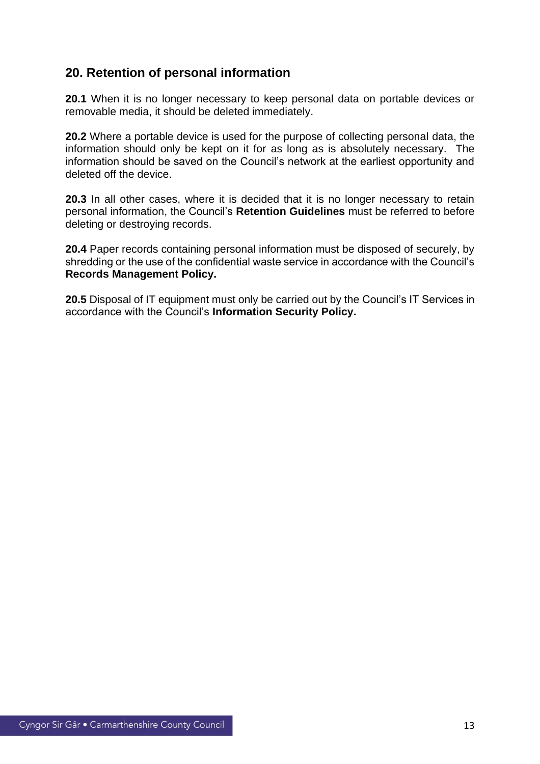## 20. Retention of personal information

**20.1** When it is no longer necessary to keep personal data on portable devices or removable media, it should be deleted immediately.

**20.2** Where a portable device is used for the purpose of collecting personal data, the information should only be kept on it for as long as is absolutely necessary. The information should be saved on the Council's network at the earliest opportunity and deleted off the device.

**20.3** In all other cases, where it is decided that it is no longer necessary to retain personal information, the Council's **Retention Guidelines** must be referred to before deleting or destroying records.

**20.4** Paper records containing personal information must be disposed of securely, by shredding or the use of the confidential waste service in accordance with the Council's **Records Management Policy.**

**20.5** Disposal of IT equipment must only be carried out by the Council's IT Services in accordance with the Council's **Information Security Policy.**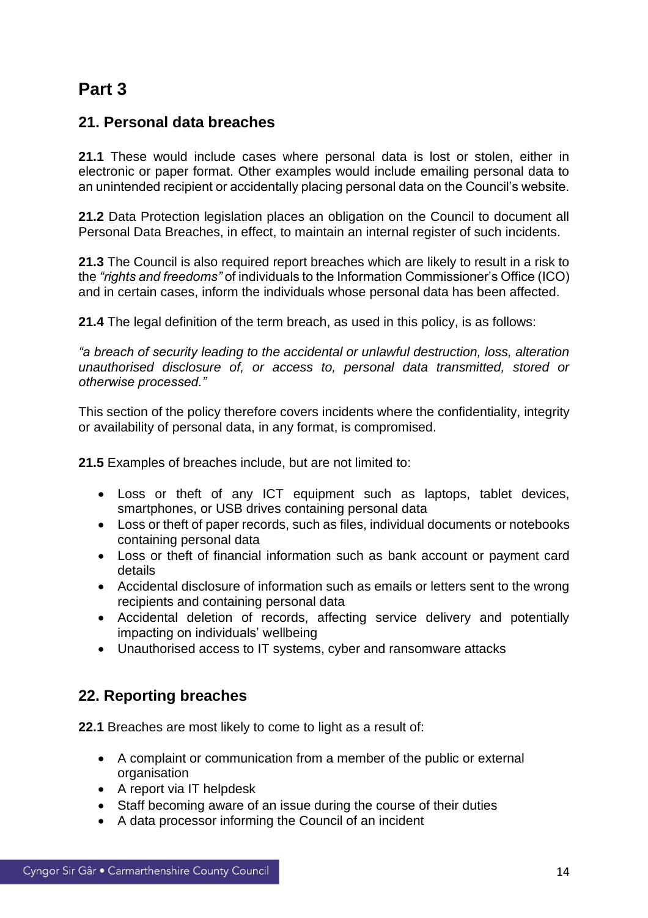# Part 3

## 21. Personal data breaches

**21.1** These would include cases where personal data is lost or stolen, either in electronic or paper format. Other examples would include emailing personal data to an unintended recipient or accidentally placing personal data on the Council's website.

**21.2** Data Protection legislation places an obligation on the Council to document all Personal Data Breaches, in effect, to maintain an internal register of such incidents.

**21.3** The Council is also required report breaches which are likely to result in a risk to the *"rights and freedoms"* of individuals to the Information Commissioner's Office (ICO) and in certain cases, inform the individuals whose personal data has been affected.

**21.4** The legal definition of the term breach, as used in this policy, is as follows:

*"a breach of security leading to the accidental or unlawful destruction, loss, alteration unauthorised disclosure of, or access to, personal data transmitted, stored or otherwise processed."*

This section of the policy therefore covers incidents where the confidentiality, integrity or availability of personal data, in any format, is compromised.

**21.5** Examples of breaches include, but are not limited to:

- Loss or theft of any ICT equipment such as laptops, tablet devices, smartphones, or USB drives containing personal data
- Loss or theft of paper records, such as files, individual documents or notebooks containing personal data
- Loss or theft of financial information such as bank account or payment card details
- Accidental disclosure of information such as emails or letters sent to the wrong recipients and containing personal data
- Accidental deletion of records, affecting service delivery and potentially impacting on individuals' wellbeing
- Unauthorised access to IT systems, cyber and ransomware attacks

## 22. Reporting breaches

**22.1** Breaches are most likely to come to light as a result of:

- A complaint or communication from a member of the public or external organisation
- A report via IT helpdesk
- Staff becoming aware of an issue during the course of their duties
- A data processor informing the Council of an incident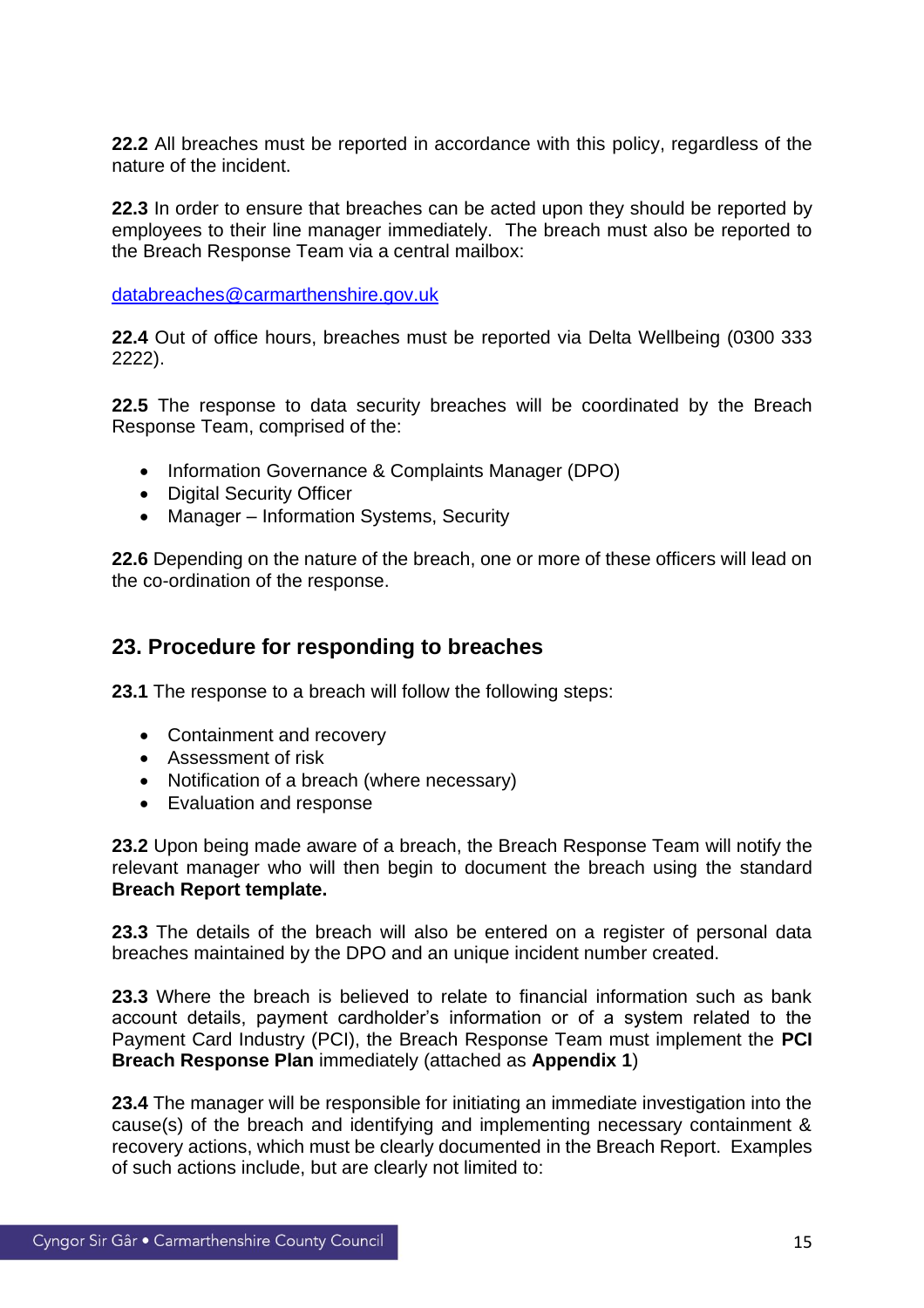**22.2** All breaches must be reported in accordance with this policy, regardless of the nature of the incident.

**22.3** In order to ensure that breaches can be acted upon they should be reported by employees to their line manager immediately. The breach must also be reported to the Breach Response Team via a central mailbox:

databreaches@carmarthenshire.gov.uk

**22.4** Out of office hours, breaches must be reported via Delta Wellbeing (0300 333 2222).

**22.5** The response to data security breaches will be coordinated by the Breach Response Team, comprised of the:

- Information Governance & Complaints Manager (DPO)
- Digital Security Officer
- Manager – Information Systems, Security

**22.6** Depending on the nature of the breach, one or more of these officers will lead on the co-ordination of the response.

## 23. Procedure for responding to breaches

**23.1** The response to a breach will follow the following steps:

- Containment and recovery
- Assessment of risk
- Notification of a breach (where necessary)
- Evaluation and response

**23.2** Upon being made aware of a breach, the Breach Response Team will notify the relevant manager who will then begin to document the breach using the standard **Breach Report template.**

**23.3** The details of the breach will also be entered on a register of personal data breaches maintained by the DPO and an unique incident number created.

**23.3** Where the breach is believed to relate to financial information such as bank account details, payment cardholder's information or of a system related to the Payment Card Industry (PCI), the Breach Response Team must implement the **PCI Breach Response Plan** immediately (attached as **Appendix 1**)

**23.4** The manager will be responsible for initiating an immediate investigation into the cause(s) of the breach and identifying and implementing necessary containment & recovery actions, which must be clearly documented in the Breach Report. Examples of such actions include, but are clearly not limited to: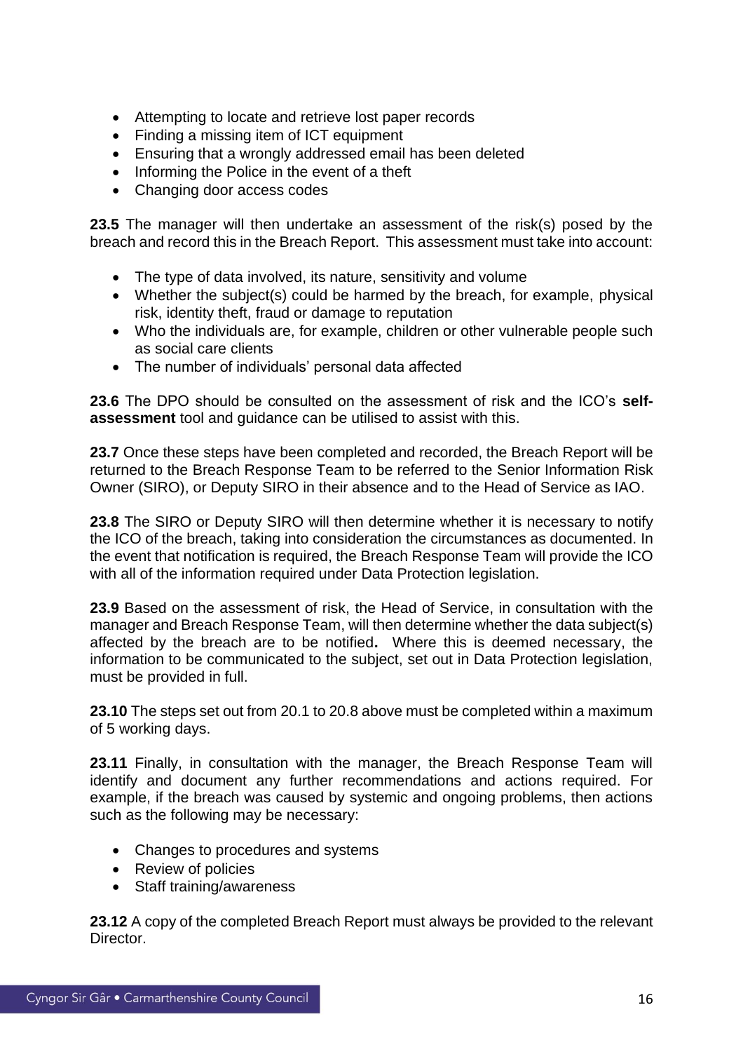- Attempting to locate and retrieve lost paper records
- Finding a missing item of ICT equipment
- Ensuring that a wrongly addressed email has been deleted
- Informing the Police in the event of a theft
- Changing door access codes

**23.5** The manager will then undertake an assessment of the risk(s) posed by the breach and record this in the Breach Report. This assessment must take into account:

- The type of data involved, its nature, sensitivity and volume
- Whether the subject(s) could be harmed by the breach, for example, physical risk, identity theft, fraud or damage to reputation
- Who the individuals are, for example, children or other vulnerable people such as social care clients
- The number of individuals' personal data affected

**23.6** The DPO should be consulted on the assessment of risk and the ICO's **self-assessment** tool and guidance can be utilised to assist with this.

**23.7** Once these steps have been completed and recorded, the Breach Report will be returned to the Breach Response Team to be referred to the Senior Information Risk Owner (SIRO), or Deputy SIRO in their absence and to the Head of Service as IAO.

**23.8** The SIRO or Deputy SIRO will then determine whether it is necessary to notify the ICO of the breach, taking into consideration the circumstances as documented. In the event that notification is required, the Breach Response Team will provide the ICO with all of the information required under Data Protection legislation.

**23.9** Based on the assessment of risk, the Head of Service, in consultation with the manager and Breach Response Team, will then determine whether the data subject(s) affected by the breach are to be notified**.** Where this is deemed necessary, the information to be communicated to the subject, set out in Data Protection legislation, must be provided in full.

**23.10** The steps set out from 20.1 to 20.8 above must be completed within a maximum of 5 working days.

**23.11** Finally, in consultation with the manager, the Breach Response Team will identify and document any further recommendations and actions required. For example, if the breach was caused by systemic and ongoing problems, then actions such as the following may be necessary:

- Changes to procedures and systems
- Review of policies
- Staff training/awareness

**23.12** A copy of the completed Breach Report must always be provided to the relevant Director.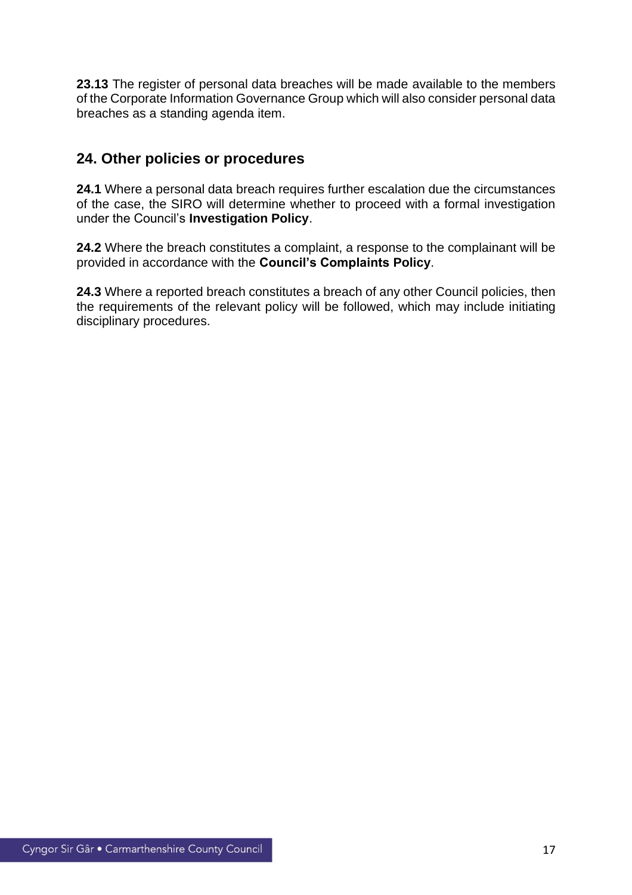**23.13** The register of personal data breaches will be made available to the members of the Corporate Information Governance Group which will also consider personal data breaches as a standing agenda item.

## 24. Other policies or procedures

**24.1** Where a personal data breach requires further escalation due the circumstances of the case, the SIRO will determine whether to proceed with a formal investigation under the Council's **Investigation Policy**.

**24.2** Where the breach constitutes a complaint, a response to the complainant will be provided in accordance with the **Council's Complaints Policy**.

**24.3** Where a reported breach constitutes a breach of any other Council policies, then the requirements of the relevant policy will be followed, which may include initiating disciplinary procedures.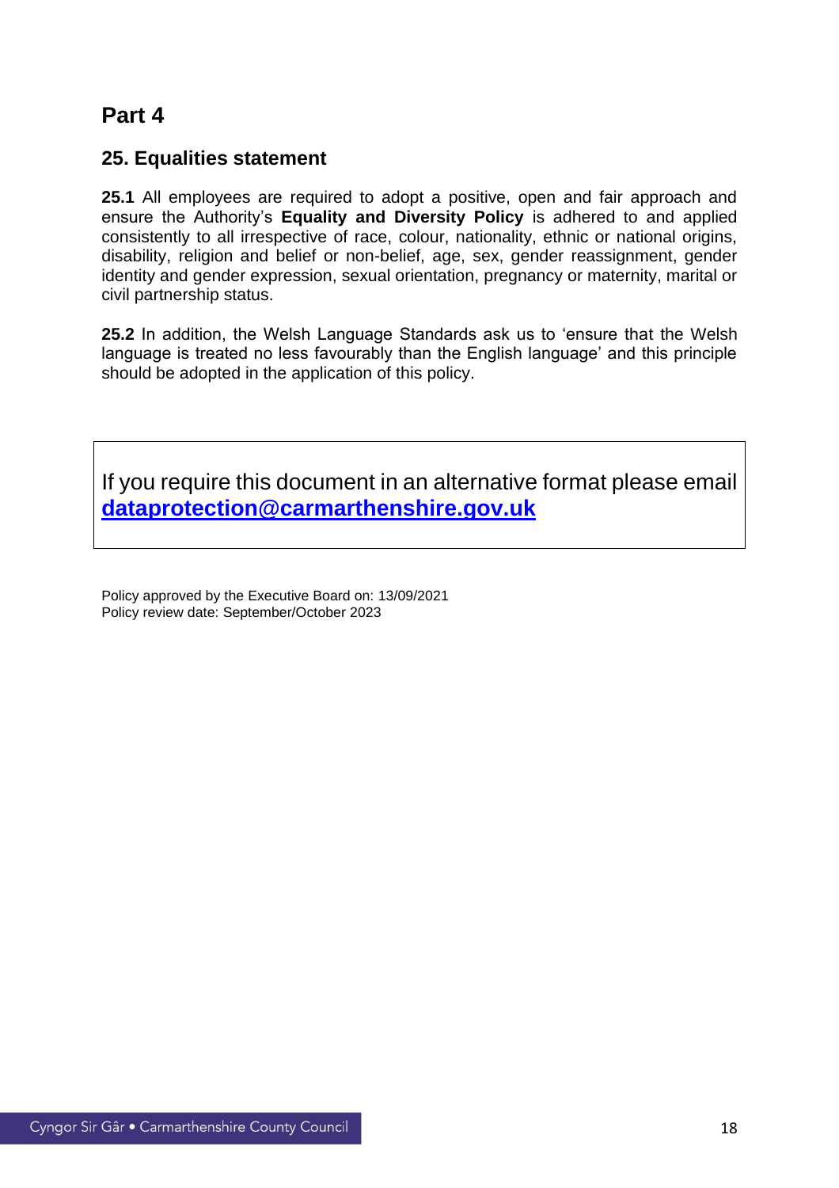# Part 4

## 25. Equalities statement

**25.1** All employees are required to adopt a positive, open and fair approach and ensure the Authority's **Equality and Diversity Policy** is adhered to and applied consistently to all irrespective of race, colour, nationality, ethnic or national origins, disability, religion and belief or non-belief, age, sex, gender reassignment, gender identity and gender expression, sexual orientation, pregnancy or maternity, marital or civil partnership status.

**25.2** In addition, the Welsh Language Standards ask us to 'ensure that the Welsh language is treated no less favourably than the English language' and this principle should be adopted in the application of this policy.

If you require this document in an alternative format please email **dataprotection@carmarthenshire.gov.uk**

Policy approved by the Executive Board on: 13/09/2021
Policy review date: September/October 2023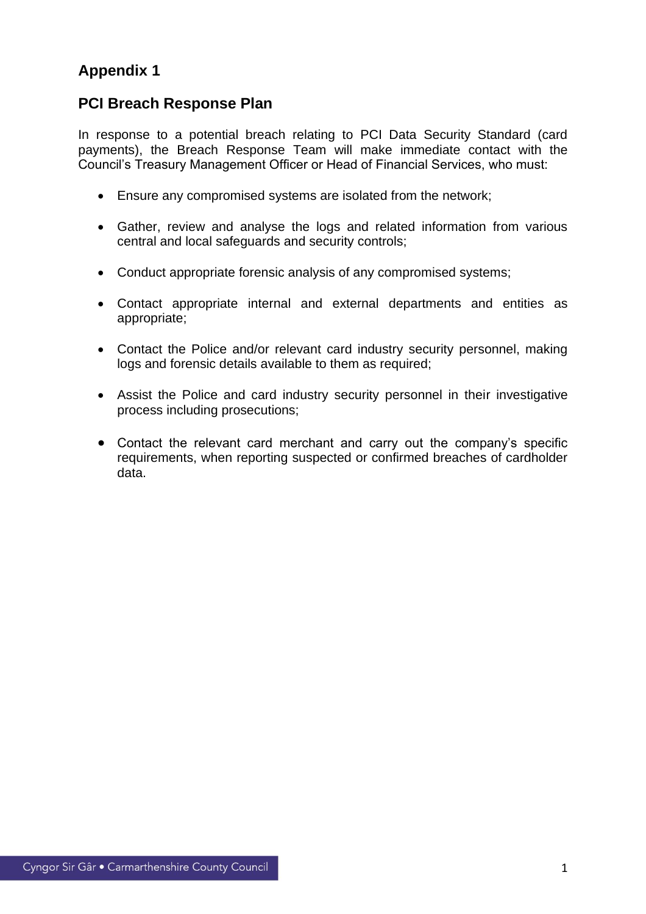## Appendix 1

## PCI Breach Response Plan

In response to a potential breach relating to PCI Data Security Standard (card payments), the Breach Response Team will make immediate contact with the Council's Treasury Management Officer or Head of Financial Services, who must:

- Ensure any compromised systems are isolated from the network;
- Gather, review and analyse the logs and related information from various central and local safeguards and security controls;
- Conduct appropriate forensic analysis of any compromised systems;
- Contact appropriate internal and external departments and entities as appropriate;
- Contact the Police and/or relevant card industry security personnel, making logs and forensic details available to them as required;
- Assist the Police and card industry security personnel in their investigative process including prosecutions;
- Contact the relevant card merchant and carry out the company's specific requirements, when reporting suspected or confirmed breaches of cardholder data.